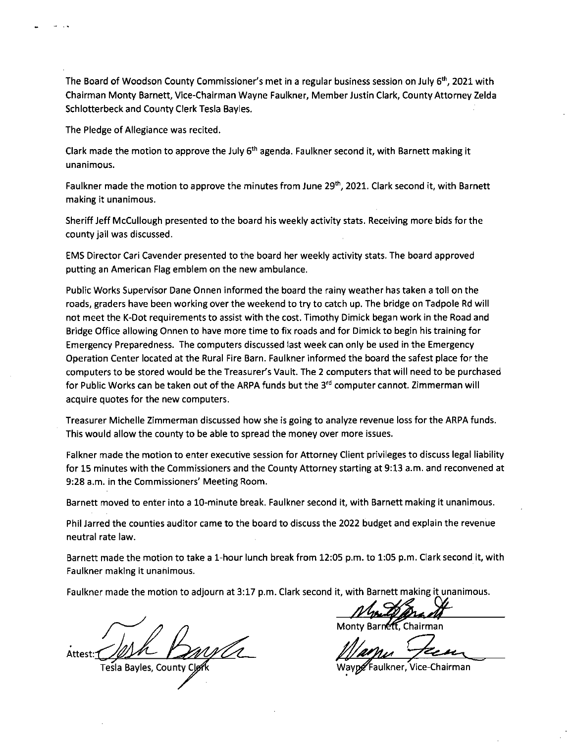The Board of Woodson County Commissioner's met in a regular business session on July 6th, 2021 with Chairman Monty Barnett, Vice-Chairman Wayne Faulkner, Member Justin Clark, County Attorney Zelda Schlotterbeck and County Clerk Tesla Bayles.

The Pledge of Allegiance was recited.

Clark made the motion to approve the July 6th agenda. Faulkner second it, with Barnett making it unanimous.

Faulkner made the motion to approve the minutes from June 29th, 2021. Clark second it, with Barnett making it unanimous.

Sheriff Jeff McCullough presented to the board his weekly activity stats. Receiving more bids for the county jail was discussed.

EMS Director Cari Cavender presented to the board her weekly activity stats. The board approved putting an American Flag emblem on the new ambulance.

Public Works Supervisor Dane Onnen informed the board the rainy weather has taken a toll on the roads, graders have been working over the weekend to try to catch up. The bridge on Tadpole Rd will not meet the K-Dot requirements to assist with the cost. Timothy Dimick began work in the Road and Bridge Office allowing Onnen to have more time to fix roads and for Dimick to begin his training for Emergency Preparedness. The computers discussed last week can only be used in the Emergency Operation Center located at the Rural Fire Barn. Faulkner informed the board the safest place for the computers to be stored would be the Treasurer's Vault. The 2 computers that will need to be purchased for Public Works can be taken out of the ARPA funds but the 3rd computer cannot. Zimmerman will acquire quotes for the new computers.

Treasurer Michelle Zimmerman discussed how she is going to analyze revenue loss for the ARPA funds. This would allow the county to be able to spread the money over more issues.

Falkner made the motion to enter executive session for Attorney Client privileges to discuss legal liability for 15 minutes with the Commissioners and the County Attorney starting at 9:13 a.m. and reconvened at 9:28 a.m. in the Commissioners' Meeting Room.

Barnett moved to enter into a 10-minute break. Faulkner second it, with Barnett making it unanimous.

Phil Jarred the counties auditor came to the board to discuss the 2022 budget and explain the revenue neutral rate law.

Barnett made the motion to take a 1-hour lunch break from 12:05 p.m. to 1:05 p.m. Clark second it, with Faulkner making it unanimous.

Faulkner made the motion to adjourn at 3:17 p.m. Clark second it, with Barnett making it unanimous.

Attest: ______________________
Tesla Bayles, County Clerk

______________________
Monty Barnett, Chairman

______________________
Wayne Faulkner, Vice-Chairman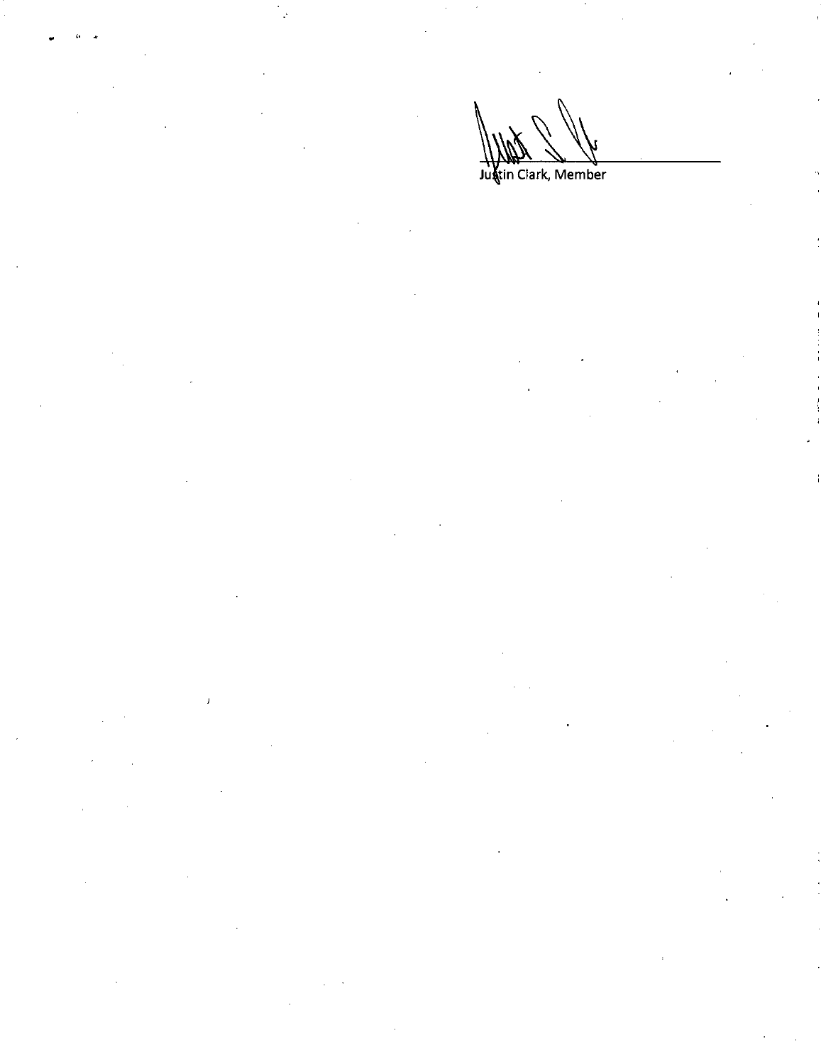Justin Clark, Member